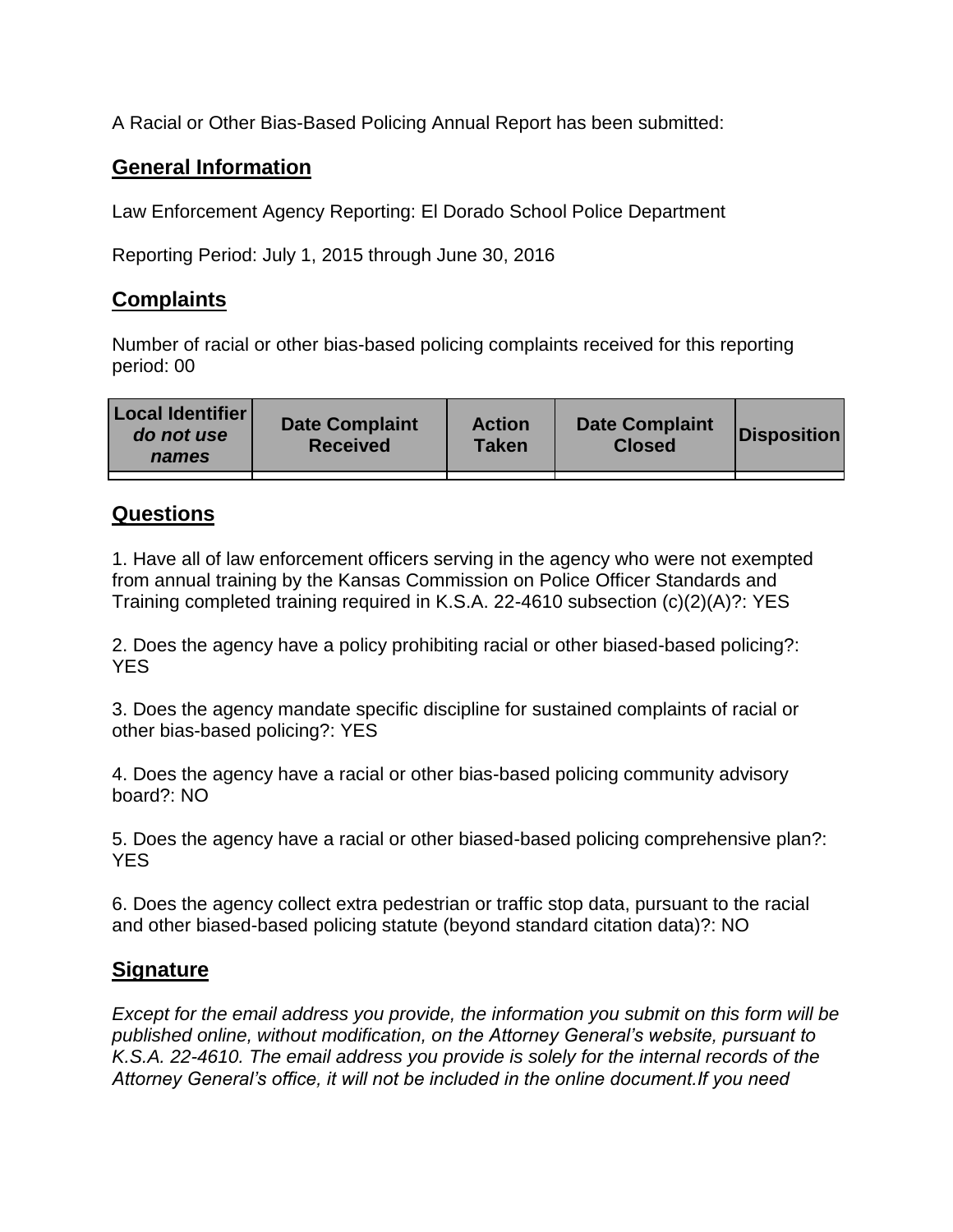A Racial or Other Bias-Based Policing Annual Report has been submitted:

## General Information

Law Enforcement Agency Reporting: El Dorado School Police Department

Reporting Period: July 1, 2015 through June 30, 2016

## Complaints

Number of racial or other bias-based policing complaints received for this reporting period: 00

| Local Identifier *do not use names* | Date Complaint Received | Action Taken | Date Complaint Closed | Disposition |
|---|---|---|---|---|
| | | | | |

## Questions

1. Have all of law enforcement officers serving in the agency who were not exempted from annual training by the Kansas Commission on Police Officer Standards and Training completed training required in K.S.A. 22-4610 subsection (c)(2)(A)?: YES

2. Does the agency have a policy prohibiting racial or other biased-based policing?: YES

3. Does the agency mandate specific discipline for sustained complaints of racial or other bias-based policing?: YES

4. Does the agency have a racial or other bias-based policing community advisory board?: NO

5. Does the agency have a racial or other biased-based policing comprehensive plan?: YES

6. Does the agency collect extra pedestrian or traffic stop data, pursuant to the racial and other biased-based policing statute (beyond standard citation data)?: NO

## Signature

*Except for the email address you provide, the information you submit on this form will be published online, without modification, on the Attorney General's website, pursuant to K.S.A. 22-4610. The email address you provide is solely for the internal records of the Attorney General's office, it will not be included in the online document.If you need*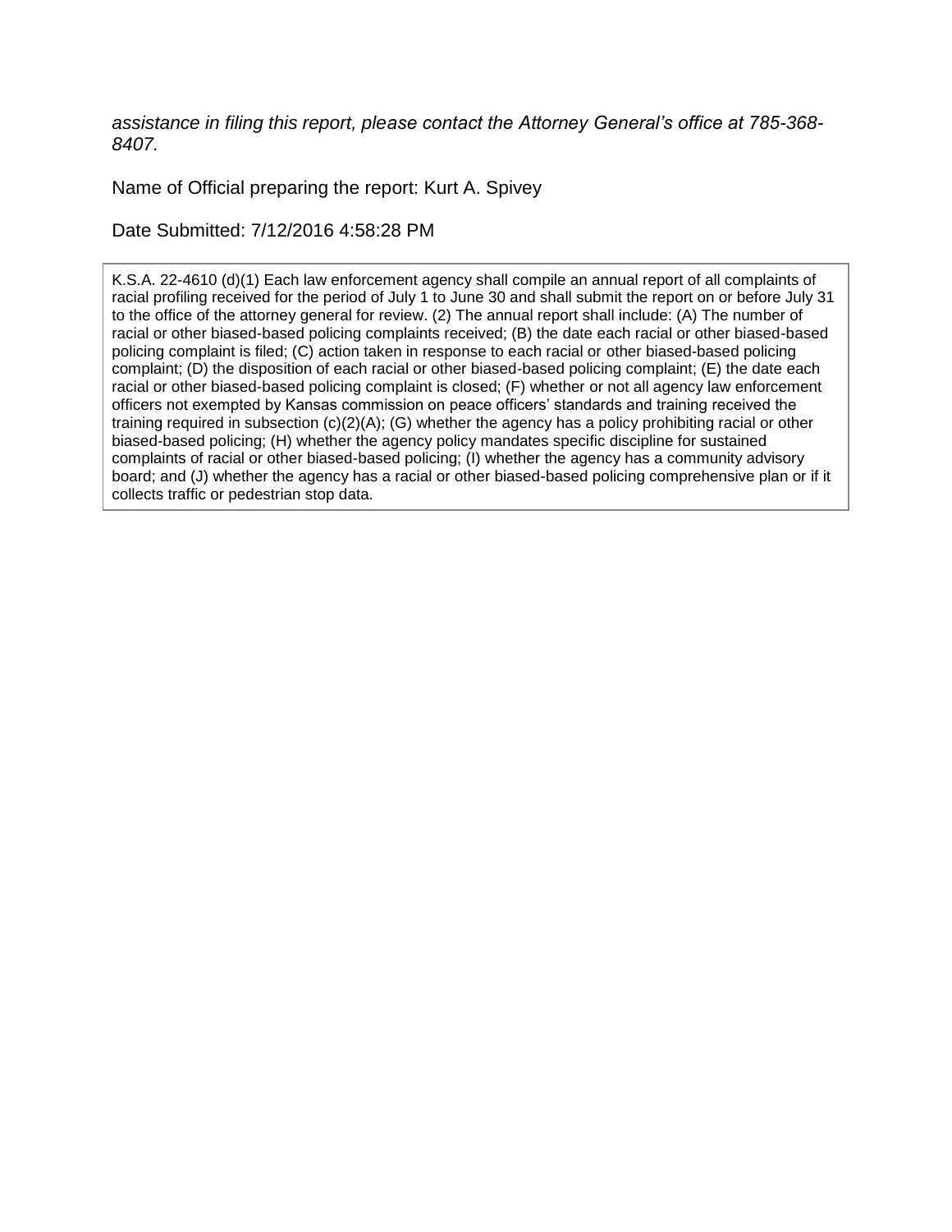*assistance in filing this report, please contact the Attorney General's office at 785-368-8407.*

Name of Official preparing the report: Kurt A. Spivey

Date Submitted: 7/12/2016 4:58:28 PM

K.S.A. 22-4610 (d)(1) Each law enforcement agency shall compile an annual report of all complaints of racial profiling received for the period of July 1 to June 30 and shall submit the report on or before July 31 to the office of the attorney general for review. (2) The annual report shall include: (A) The number of racial or other biased-based policing complaints received; (B) the date each racial or other biased-based policing complaint is filed; (C) action taken in response to each racial or other biased-based policing complaint; (D) the disposition of each racial or other biased-based policing complaint; (E) the date each racial or other biased-based policing complaint is closed; (F) whether or not all agency law enforcement officers not exempted by Kansas commission on peace officers' standards and training received the training required in subsection (c)(2)(A); (G) whether the agency has a policy prohibiting racial or other biased-based policing; (H) whether the agency policy mandates specific discipline for sustained complaints of racial or other biased-based policing; (I) whether the agency has a community advisory board; and (J) whether the agency has a racial or other biased-based policing comprehensive plan or if it collects traffic or pedestrian stop data.